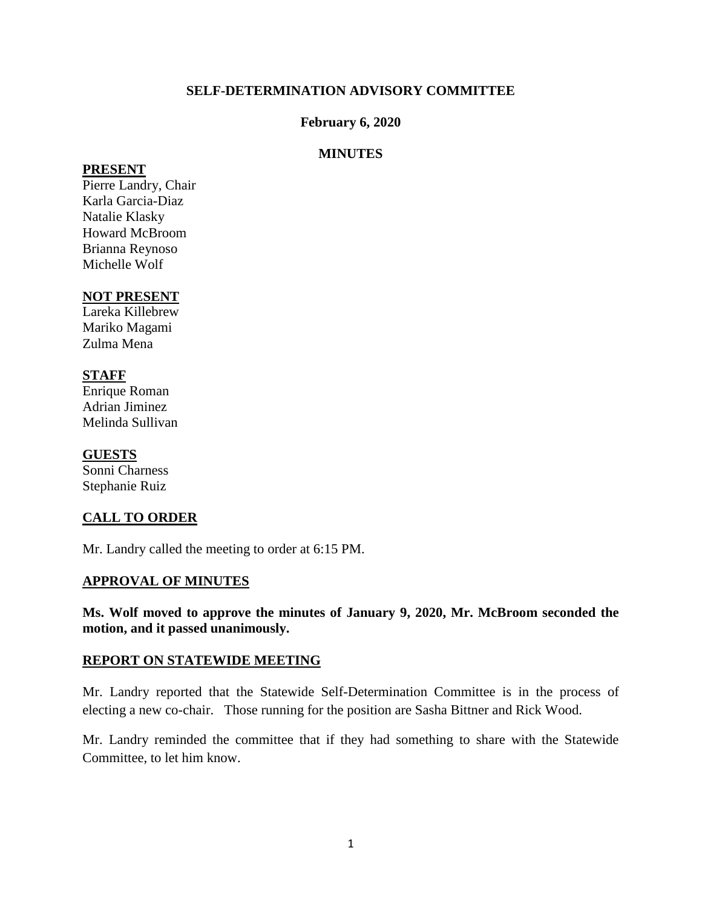**SELF-DETERMINATION ADVISORY COMMITTEE**

**February 6, 2020**

**MINUTES**

**PRESENT**

Pierre Landry, Chair
Karla Garcia-Diaz
Natalie Klasky
Howard McBroom
Brianna Reynoso
Michelle Wolf

**NOT PRESENT**

Lareka Killebrew
Mariko Magami
Zulma Mena

**STAFF**

Enrique Roman
Adrian Jiminez
Melinda Sullivan

**GUESTS**

Sonni Charness
Stephanie Ruiz

## CALL TO ORDER

Mr. Landry called the meeting to order at 6:15 PM.

## APPROVAL OF MINUTES

**Ms. Wolf moved to approve the minutes of January 9, 2020, Mr. McBroom seconded the motion, and it passed unanimously.**

## REPORT ON STATEWIDE MEETING

Mr. Landry reported that the Statewide Self-Determination Committee is in the process of electing a new co-chair. Those running for the position are Sasha Bittner and Rick Wood.

Mr. Landry reminded the committee that if they had something to share with the Statewide Committee, to let him know.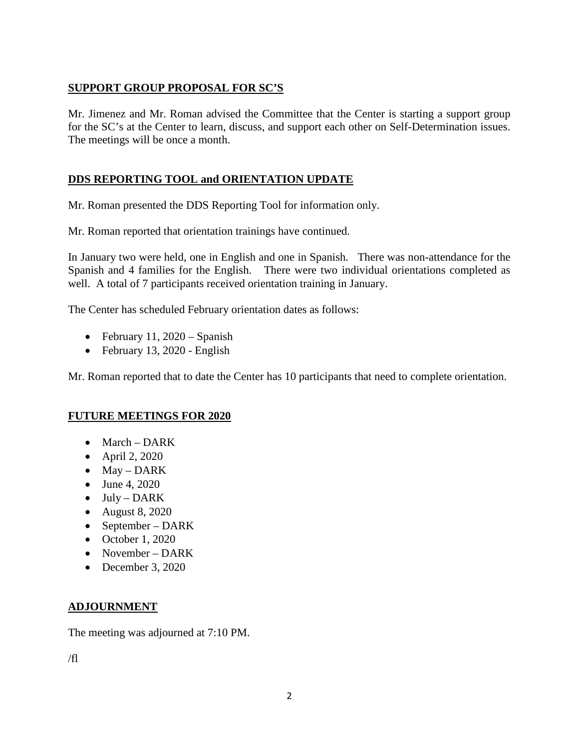## SUPPORT GROUP PROPOSAL FOR SC'S

Mr. Jimenez and Mr. Roman advised the Committee that the Center is starting a support group for the SC's at the Center to learn, discuss, and support each other on Self-Determination issues. The meetings will be once a month.

## DDS REPORTING TOOL and ORIENTATION UPDATE

Mr. Roman presented the DDS Reporting Tool for information only.

Mr. Roman reported that orientation trainings have continued.

In January two were held, one in English and one in Spanish. There was non-attendance for the Spanish and 4 families for the English. There were two individual orientations completed as well. A total of 7 participants received orientation training in January.

The Center has scheduled February orientation dates as follows:

- February 11, 2020 – Spanish
- February 13, 2020 - English

Mr. Roman reported that to date the Center has 10 participants that need to complete orientation.

## FUTURE MEETINGS FOR 2020

- March – DARK
- April 2, 2020
- May – DARK
- June 4, 2020
- July – DARK
- August 8, 2020
- September – DARK
- October 1, 2020
- November – DARK
- December 3, 2020

## ADJOURNMENT

The meeting was adjourned at 7:10 PM.

/fl